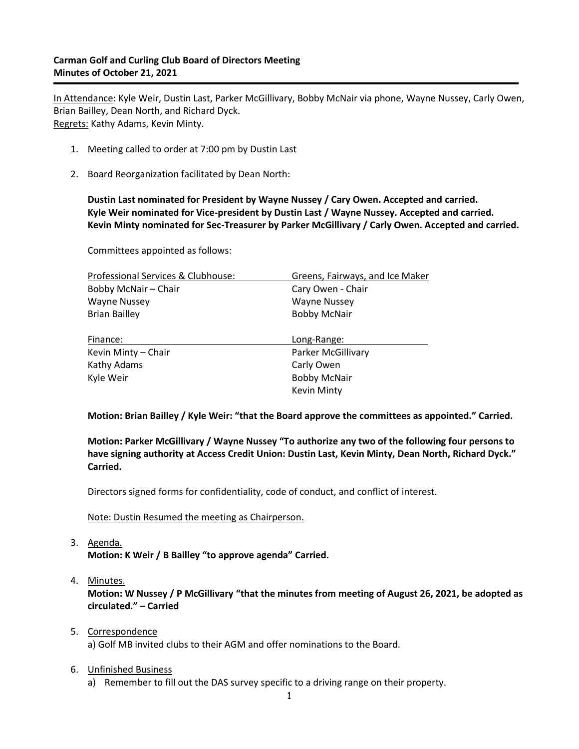**Carman Golf and Curling Club Board of Directors Meeting**
**Minutes of October 21, 2021**

In Attendance: Kyle Weir, Dustin Last, Parker McGillivary, Bobby McNair via phone, Wayne Nussey, Carly Owen, Brian Bailley, Dean North, and Richard Dyck.
Regrets: Kathy Adams, Kevin Minty.

1. Meeting called to order at 7:00 pm by Dustin Last

2. Board Reorganization facilitated by Dean North:

   **Dustin Last nominated for President by Wayne Nussey / Cary Owen. Accepted and carried.**
   **Kyle Weir nominated for Vice-president by Dustin Last / Wayne Nussey. Accepted and carried.**
   **Kevin Minty nominated for Sec-Treasurer by Parker McGillivary / Carly Owen. Accepted and carried.**

   Committees appointed as follows:

   | Professional Services & Clubhouse: | Greens, Fairways, and Ice Maker |
   |---|---|
   | Bobby McNair – Chair | Cary Owen - Chair |
   | Wayne Nussey | Wayne Nussey |
   | Brian Bailley | Bobby McNair |

   | Finance: | Long-Range: |
   |---|---|
   | Kevin Minty – Chair | Parker McGillivary |
   | Kathy Adams | Carly Owen |
   | Kyle Weir | Bobby McNair |
   | | Kevin Minty |

   **Motion: Brian Bailley / Kyle Weir: "that the Board approve the committees as appointed." Carried.**

   **Motion: Parker McGillivary / Wayne Nussey "To authorize any two of the following four persons to have signing authority at Access Credit Union: Dustin Last, Kevin Minty, Dean North, Richard Dyck." Carried.**

   Directors signed forms for confidentiality, code of conduct, and conflict of interest.

   Note: Dustin Resumed the meeting as Chairperson.

3. Agenda.
   **Motion: K Weir / B Bailley "to approve agenda" Carried.**

4. Minutes.
   **Motion: W Nussey / P McGillivary "that the minutes from meeting of August 26, 2021, be adopted as circulated." – Carried**

5. Correspondence
   a) Golf MB invited clubs to their AGM and offer nominations to the Board.

6. Unfinished Business
   a) Remember to fill out the DAS survey specific to a driving range on their property.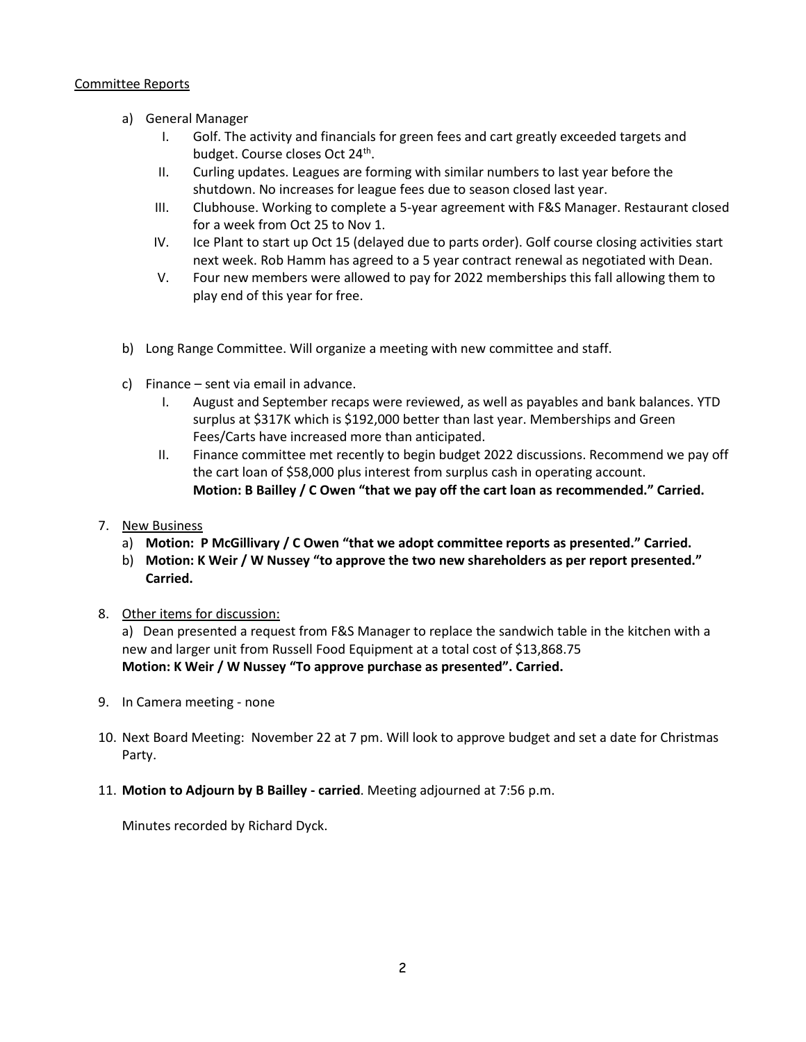Committee Reports

a) General Manager

   I. Golf. The activity and financials for green fees and cart greatly exceeded targets and budget. Course closes Oct 24th.

   II. Curling updates. Leagues are forming with similar numbers to last year before the shutdown. No increases for league fees due to season closed last year.

   III. Clubhouse. Working to complete a 5-year agreement with F&S Manager. Restaurant closed for a week from Oct 25 to Nov 1.

   IV. Ice Plant to start up Oct 15 (delayed due to parts order). Golf course closing activities start next week. Rob Hamm has agreed to a 5 year contract renewal as negotiated with Dean.

   V. Four new members were allowed to pay for 2022 memberships this fall allowing them to play end of this year for free.

b) Long Range Committee. Will organize a meeting with new committee and staff.

c) Finance – sent via email in advance.

   I. August and September recaps were reviewed, as well as payables and bank balances. YTD surplus at $317K which is $192,000 better than last year. Memberships and Green Fees/Carts have increased more than anticipated.

   II. Finance committee met recently to begin budget 2022 discussions. Recommend we pay off the cart loan of $58,000 plus interest from surplus cash in operating account.
   **Motion: B Bailley / C Owen "that we pay off the cart loan as recommended." Carried.**

7. New Business
   a) **Motion: P McGillivary / C Owen "that we adopt committee reports as presented." Carried.**
   b) **Motion: K Weir / W Nussey "to approve the two new shareholders as per report presented." Carried.**

8. Other items for discussion:

   a) Dean presented a request from F&S Manager to replace the sandwich table in the kitchen with a new and larger unit from Russell Food Equipment at a total cost of $13,868.75
   **Motion: K Weir / W Nussey "To approve purchase as presented". Carried.**

9. In Camera meeting - none

10. Next Board Meeting: November 22 at 7 pm. Will look to approve budget and set a date for Christmas Party.

11. **Motion to Adjourn by B Bailley - carried**. Meeting adjourned at 7:56 p.m.

    Minutes recorded by Richard Dyck.